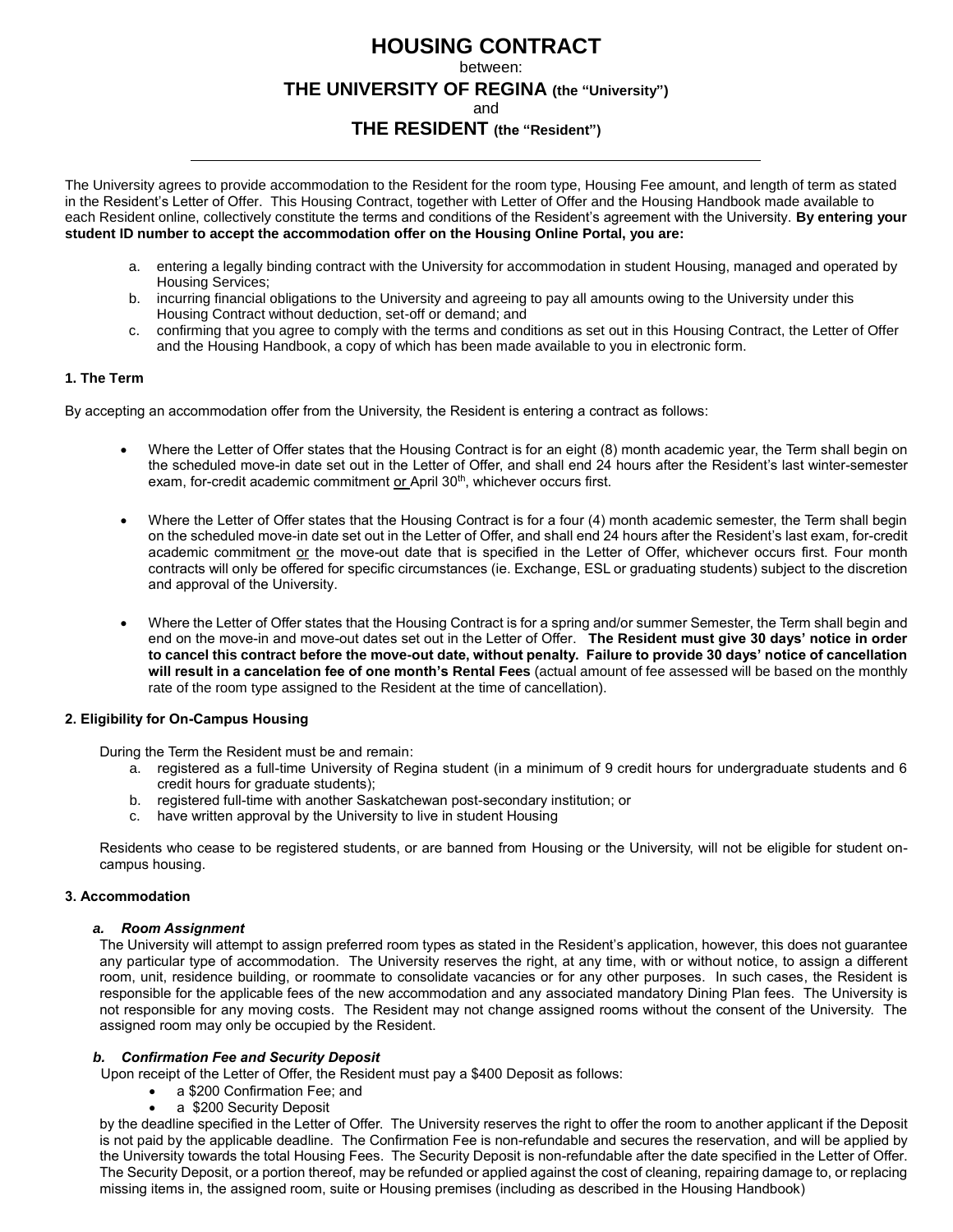# HOUSING CONTRACT

between:

## THE UNIVERSITY OF REGINA (the "University")

and

## THE RESIDENT (the "Resident")

---

The University agrees to provide accommodation to the Resident for the room type, Housing Fee amount, and length of term as stated in the Resident's Letter of Offer. This Housing Contract, together with Letter of Offer and the Housing Handbook made available to each Resident online, collectively constitute the terms and conditions of the Resident's agreement with the University. **By entering your student ID number to accept the accommodation offer on the Housing Online Portal, you are:**

a. entering a legally binding contract with the University for accommodation in student Housing, managed and operated by Housing Services;
b. incurring financial obligations to the University and agreeing to pay all amounts owing to the University under this Housing Contract without deduction, set-off or demand; and
c. confirming that you agree to comply with the terms and conditions as set out in this Housing Contract, the Letter of Offer and the Housing Handbook, a copy of which has been made available to you in electronic form.

### 1. The Term

By accepting an accommodation offer from the University, the Resident is entering a contract as follows:

- Where the Letter of Offer states that the Housing Contract is for an eight (8) month academic year, the Term shall begin on the scheduled move-in date set out in the Letter of Offer, and shall end 24 hours after the Resident's last winter-semester exam, for-credit academic commitment or April 30th, whichever occurs first.

- Where the Letter of Offer states that the Housing Contract is for a four (4) month academic semester, the Term shall begin on the scheduled move-in date set out in the Letter of Offer, and shall end 24 hours after the Resident's last exam, for-credit academic commitment or the move-out date that is specified in the Letter of Offer, whichever occurs first. Four month contracts will only be offered for specific circumstances (ie. Exchange, ESL or graduating students) subject to the discretion and approval of the University.

- Where the Letter of Offer states that the Housing Contract is for a spring and/or summer Semester, the Term shall begin and end on the move-in and move-out dates set out in the Letter of Offer. **The Resident must give 30 days' notice in order to cancel this contract before the move-out date, without penalty. Failure to provide 30 days' notice of cancellation will result in a cancelation fee of one month's Rental Fees** (actual amount of fee assessed will be based on the monthly rate of the room type assigned to the Resident at the time of cancellation).

### 2. Eligibility for On-Campus Housing

During the Term the Resident must be and remain:

a. registered as a full-time University of Regina student (in a minimum of 9 credit hours for undergraduate students and 6 credit hours for graduate students);
b. registered full-time with another Saskatchewan post-secondary institution; or
c. have written approval by the University to live in student Housing

Residents who cease to be registered students, or are banned from Housing or the University, will not be eligible for student on-campus housing.

### 3. Accommodation

#### *a. Room Assignment*

The University will attempt to assign preferred room types as stated in the Resident's application, however, this does not guarantee any particular type of accommodation. The University reserves the right, at any time, with or without notice, to assign a different room, unit, residence building, or roommate to consolidate vacancies or for any other purposes. In such cases, the Resident is responsible for the applicable fees of the new accommodation and any associated mandatory Dining Plan fees. The University is not responsible for any moving costs. The Resident may not change assigned rooms without the consent of the University. The assigned room may only be occupied by the Resident.

#### *b. Confirmation Fee and Security Deposit*

Upon receipt of the Letter of Offer, the Resident must pay a $400 Deposit as follows:

- a $200 Confirmation Fee; and
- a $200 Security Deposit

by the deadline specified in the Letter of Offer. The University reserves the right to offer the room to another applicant if the Deposit is not paid by the applicable deadline. The Confirmation Fee is non-refundable and secures the reservation, and will be applied by the University towards the total Housing Fees. The Security Deposit is non-refundable after the date specified in the Letter of Offer. The Security Deposit, or a portion thereof, may be refunded or applied against the cost of cleaning, repairing damage to, or replacing missing items in, the assigned room, suite or Housing premises (including as described in the Housing Handbook)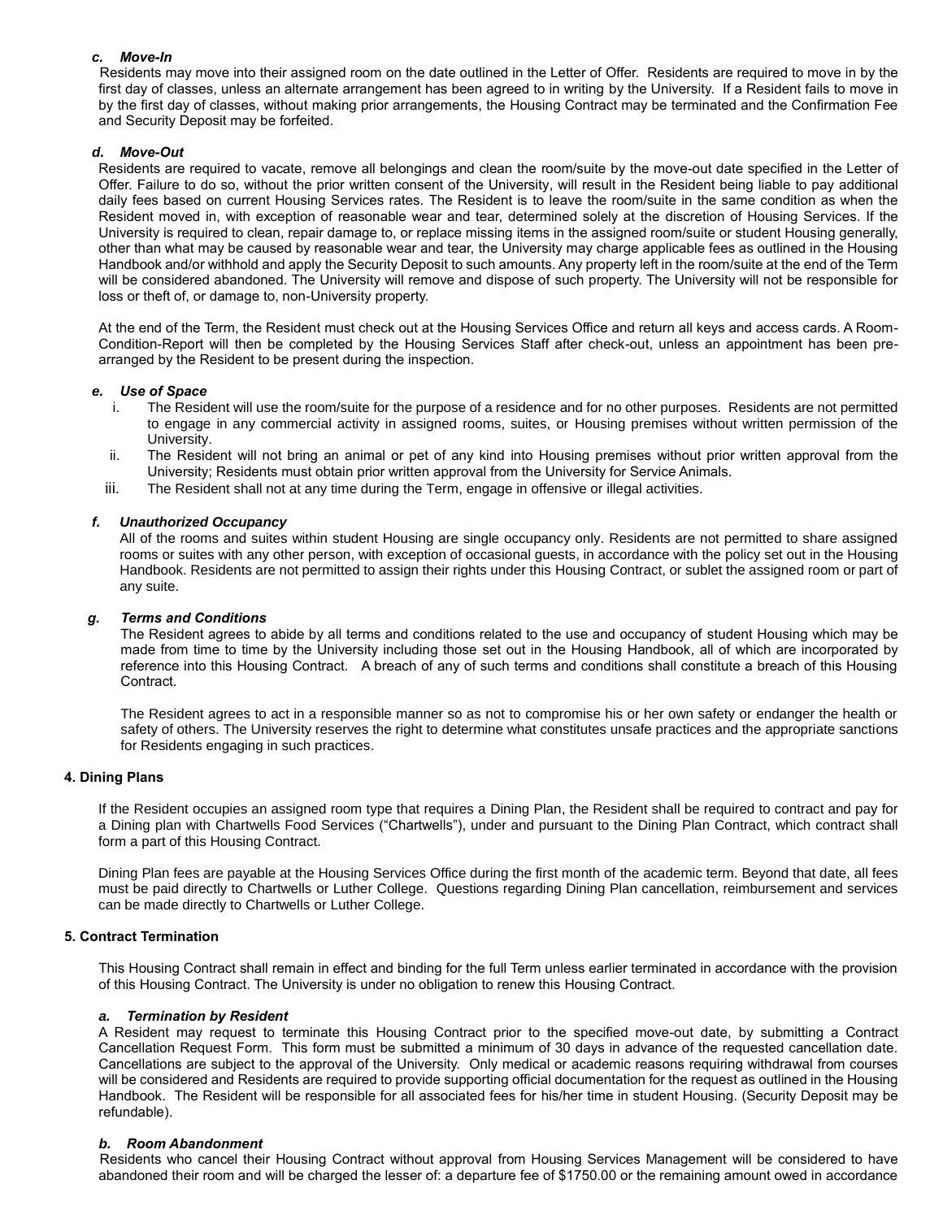### *c. Move-In*

Residents may move into their assigned room on the date outlined in the Letter of Offer. Residents are required to move in by the first day of classes, unless an alternate arrangement has been agreed to in writing by the University. If a Resident fails to move in by the first day of classes, without making prior arrangements, the Housing Contract may be terminated and the Confirmation Fee and Security Deposit may be forfeited.

### *d. Move-Out*

Residents are required to vacate, remove all belongings and clean the room/suite by the move-out date specified in the Letter of Offer. Failure to do so, without the prior written consent of the University, will result in the Resident being liable to pay additional daily fees based on current Housing Services rates. The Resident is to leave the room/suite in the same condition as when the Resident moved in, with exception of reasonable wear and tear, determined solely at the discretion of Housing Services. If the University is required to clean, repair damage to, or replace missing items in the assigned room/suite or student Housing generally, other than what may be caused by reasonable wear and tear, the University may charge applicable fees as outlined in the Housing Handbook and/or withhold and apply the Security Deposit to such amounts. Any property left in the room/suite at the end of the Term will be considered abandoned. The University will remove and dispose of such property. The University will not be responsible for loss or theft of, or damage to, non-University property.

At the end of the Term, the Resident must check out at the Housing Services Office and return all keys and access cards. A Room-Condition-Report will then be completed by the Housing Services Staff after check-out, unless an appointment has been pre-arranged by the Resident to be present during the inspection.

### *e. Use of Space*

i. The Resident will use the room/suite for the purpose of a residence and for no other purposes. Residents are not permitted to engage in any commercial activity in assigned rooms, suites, or Housing premises without written permission of the University.

ii. The Resident will not bring an animal or pet of any kind into Housing premises without prior written approval from the University; Residents must obtain prior written approval from the University for Service Animals.

iii. The Resident shall not at any time during the Term, engage in offensive or illegal activities.

### *f. Unauthorized Occupancy*

All of the rooms and suites within student Housing are single occupancy only. Residents are not permitted to share assigned rooms or suites with any other person, with exception of occasional guests, in accordance with the policy set out in the Housing Handbook. Residents are not permitted to assign their rights under this Housing Contract, or sublet the assigned room or part of any suite.

### *g. Terms and Conditions*

The Resident agrees to abide by all terms and conditions related to the use and occupancy of student Housing which may be made from time to time by the University including those set out in the Housing Handbook, all of which are incorporated by reference into this Housing Contract. A breach of any of such terms and conditions shall constitute a breach of this Housing Contract.

The Resident agrees to act in a responsible manner so as not to compromise his or her own safety or endanger the health or safety of others. The University reserves the right to determine what constitutes unsafe practices and the appropriate sanctions for Residents engaging in such practices.

## 4. Dining Plans

If the Resident occupies an assigned room type that requires a Dining Plan, the Resident shall be required to contract and pay for a Dining plan with Chartwells Food Services ("Chartwells"), under and pursuant to the Dining Plan Contract, which contract shall form a part of this Housing Contract.

Dining Plan fees are payable at the Housing Services Office during the first month of the academic term. Beyond that date, all fees must be paid directly to Chartwells or Luther College. Questions regarding Dining Plan cancellation, reimbursement and services can be made directly to Chartwells or Luther College.

## 5. Contract Termination

This Housing Contract shall remain in effect and binding for the full Term unless earlier terminated in accordance with the provision of this Housing Contract. The University is under no obligation to renew this Housing Contract.

### *a. Termination by Resident*

A Resident may request to terminate this Housing Contract prior to the specified move-out date, by submitting a Contract Cancellation Request Form. This form must be submitted a minimum of 30 days in advance of the requested cancellation date. Cancellations are subject to the approval of the University. Only medical or academic reasons requiring withdrawal from courses will be considered and Residents are required to provide supporting official documentation for the request as outlined in the Housing Handbook. The Resident will be responsible for all associated fees for his/her time in student Housing. (Security Deposit may be refundable).

### *b. Room Abandonment*

Residents who cancel their Housing Contract without approval from Housing Services Management will be considered to have abandoned their room and will be charged the lesser of: a departure fee of $1750.00 or the remaining amount owed in accordance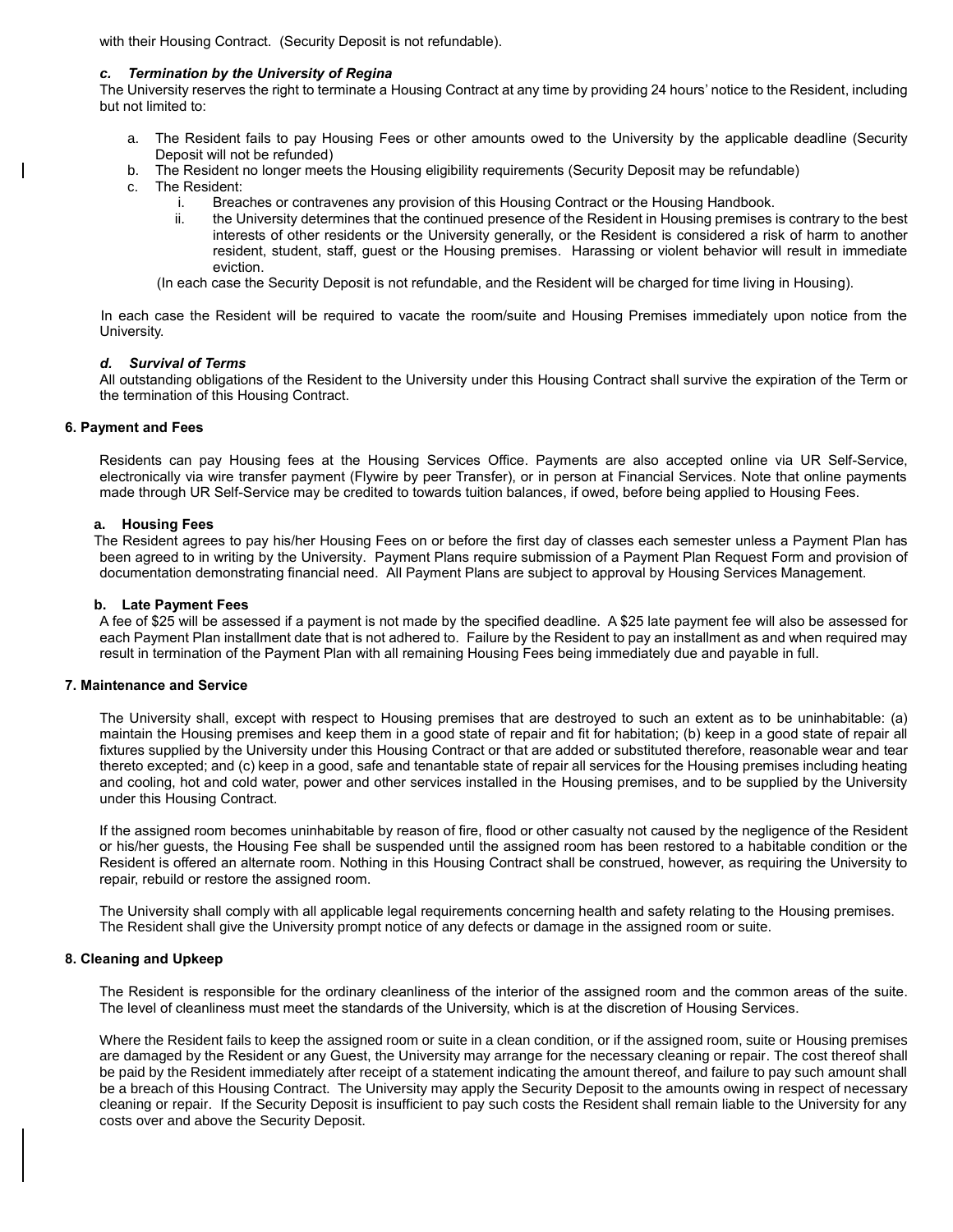with their Housing Contract. (Security Deposit is not refundable).

### *c. Termination by the University of Regina*

The University reserves the right to terminate a Housing Contract at any time by providing 24 hours' notice to the Resident, including but not limited to:

a. The Resident fails to pay Housing Fees or other amounts owed to the University by the applicable deadline (Security Deposit will not be refunded)
b. The Resident no longer meets the Housing eligibility requirements (Security Deposit may be refundable)
c. The Resident:
   i. Breaches or contravenes any provision of this Housing Contract or the Housing Handbook.
   ii. the University determines that the continued presence of the Resident in Housing premises is contrary to the best interests of other residents or the University generally, or the Resident is considered a risk of harm to another resident, student, staff, guest or the Housing premises. Harassing or violent behavior will result in immediate eviction.

   (In each case the Security Deposit is not refundable, and the Resident will be charged for time living in Housing).

In each case the Resident will be required to vacate the room/suite and Housing Premises immediately upon notice from the University.

### *d. Survival of Terms*

All outstanding obligations of the Resident to the University under this Housing Contract shall survive the expiration of the Term or the termination of this Housing Contract.

## 6. Payment and Fees

Residents can pay Housing fees at the Housing Services Office. Payments are also accepted online via UR Self-Service, electronically via wire transfer payment (Flywire by peer Transfer), or in person at Financial Services. Note that online payments made through UR Self-Service may be credited to towards tuition balances, if owed, before being applied to Housing Fees.

### a. Housing Fees

The Resident agrees to pay his/her Housing Fees on or before the first day of classes each semester unless a Payment Plan has been agreed to in writing by the University. Payment Plans require submission of a Payment Plan Request Form and provision of documentation demonstrating financial need. All Payment Plans are subject to approval by Housing Services Management.

### b. Late Payment Fees

A fee of $25 will be assessed if a payment is not made by the specified deadline. A $25 late payment fee will also be assessed for each Payment Plan installment date that is not adhered to. Failure by the Resident to pay an installment as and when required may result in termination of the Payment Plan with all remaining Housing Fees being immediately due and payable in full.

## 7. Maintenance and Service

The University shall, except with respect to Housing premises that are destroyed to such an extent as to be uninhabitable: (a) maintain the Housing premises and keep them in a good state of repair and fit for habitation; (b) keep in a good state of repair all fixtures supplied by the University under this Housing Contract or that are added or substituted therefore, reasonable wear and tear thereto excepted; and (c) keep in a good, safe and tenantable state of repair all services for the Housing premises including heating and cooling, hot and cold water, power and other services installed in the Housing premises, and to be supplied by the University under this Housing Contract.

If the assigned room becomes uninhabitable by reason of fire, flood or other casualty not caused by the negligence of the Resident or his/her guests, the Housing Fee shall be suspended until the assigned room has been restored to a habitable condition or the Resident is offered an alternate room. Nothing in this Housing Contract shall be construed, however, as requiring the University to repair, rebuild or restore the assigned room.

The University shall comply with all applicable legal requirements concerning health and safety relating to the Housing premises. The Resident shall give the University prompt notice of any defects or damage in the assigned room or suite.

## 8. Cleaning and Upkeep

The Resident is responsible for the ordinary cleanliness of the interior of the assigned room and the common areas of the suite. The level of cleanliness must meet the standards of the University, which is at the discretion of Housing Services.

Where the Resident fails to keep the assigned room or suite in a clean condition, or if the assigned room, suite or Housing premises are damaged by the Resident or any Guest, the University may arrange for the necessary cleaning or repair. The cost thereof shall be paid by the Resident immediately after receipt of a statement indicating the amount thereof, and failure to pay such amount shall be a breach of this Housing Contract. The University may apply the Security Deposit to the amounts owing in respect of necessary cleaning or repair. If the Security Deposit is insufficient to pay such costs the Resident shall remain liable to the University for any costs over and above the Security Deposit.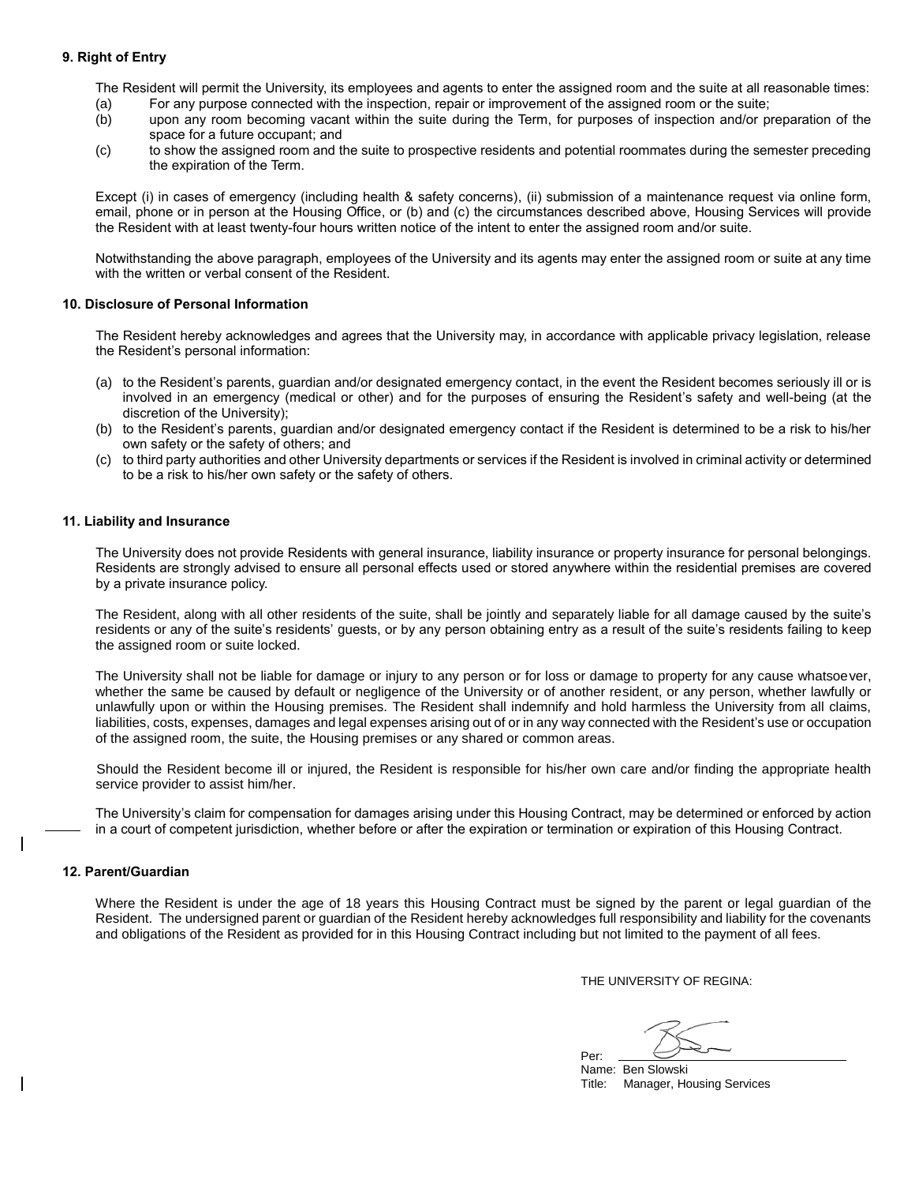**9. Right of Entry**

The Resident will permit the University, its employees and agents to enter the assigned room and the suite at all reasonable times:

(a) For any purpose connected with the inspection, repair or improvement of the assigned room or the suite;

(b) upon any room becoming vacant within the suite during the Term, for purposes of inspection and/or preparation of the space for a future occupant; and

(c) to show the assigned room and the suite to prospective residents and potential roommates during the semester preceding the expiration of the Term.

Except (i) in cases of emergency (including health & safety concerns), (ii) submission of a maintenance request via online form, email, phone or in person at the Housing Office, or (b) and (c) the circumstances described above, Housing Services will provide the Resident with at least twenty-four hours written notice of the intent to enter the assigned room and/or suite.

Notwithstanding the above paragraph, employees of the University and its agents may enter the assigned room or suite at any time with the written or verbal consent of the Resident.

**10. Disclosure of Personal Information**

The Resident hereby acknowledges and agrees that the University may, in accordance with applicable privacy legislation, release the Resident's personal information:

(a) to the Resident's parents, guardian and/or designated emergency contact, in the event the Resident becomes seriously ill or is involved in an emergency (medical or other) and for the purposes of ensuring the Resident's safety and well-being (at the discretion of the University);

(b) to the Resident's parents, guardian and/or designated emergency contact if the Resident is determined to be a risk to his/her own safety or the safety of others; and

(c) to third party authorities and other University departments or services if the Resident is involved in criminal activity or determined to be a risk to his/her own safety or the safety of others.

**11. Liability and Insurance**

The University does not provide Residents with general insurance, liability insurance or property insurance for personal belongings. Residents are strongly advised to ensure all personal effects used or stored anywhere within the residential premises are covered by a private insurance policy.

The Resident, along with all other residents of the suite, shall be jointly and separately liable for all damage caused by the suite's residents or any of the suite's residents' guests, or by any person obtaining entry as a result of the suite's residents failing to keep the assigned room or suite locked.

The University shall not be liable for damage or injury to any person or for loss or damage to property for any cause whatsoever, whether the same be caused by default or negligence of the University or of another resident, or any person, whether lawfully or unlawfully upon or within the Housing premises. The Resident shall indemnify and hold harmless the University from all claims, liabilities, costs, expenses, damages and legal expenses arising out of or in any way connected with the Resident's use or occupation of the assigned room, the suite, the Housing premises or any shared or common areas.

Should the Resident become ill or injured, the Resident is responsible for his/her own care and/or finding the appropriate health service provider to assist him/her.

The University's claim for compensation for damages arising under this Housing Contract, may be determined or enforced by action in a court of competent jurisdiction, whether before or after the expiration or termination or expiration of this Housing Contract.

**12. Parent/Guardian**

Where the Resident is under the age of 18 years this Housing Contract must be signed by the parent or legal guardian of the Resident. The undersigned parent or guardian of the Resident hereby acknowledges full responsibility and liability for the covenants and obligations of the Resident as provided for in this Housing Contract including but not limited to the payment of all fees.

THE UNIVERSITY OF REGINA:

Per: ______________________________

Name: Ben Slowski

Title: Manager, Housing Services